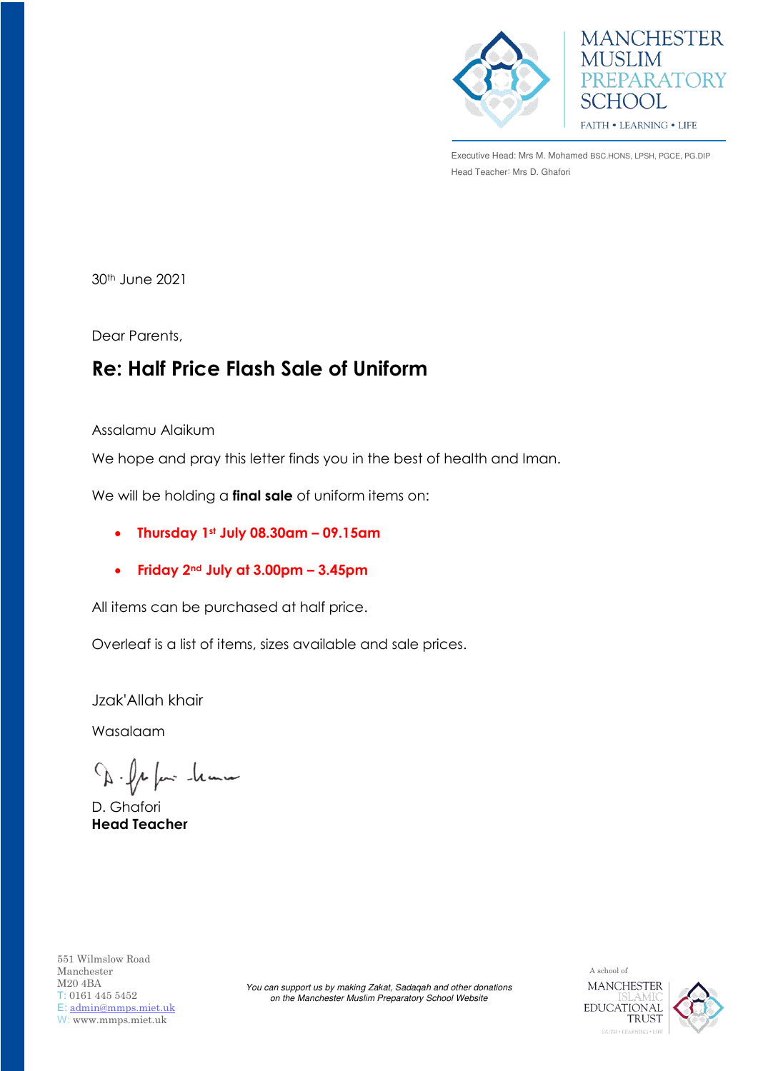MANCHESTER MUSLIM PREPARATORY SCHOOL

FAITH • LEARNING • LIFE

Executive Head: Mrs M. Mohamed BSC.HONS, LPSH, PGCE, PG.DIP
Head Teacher: Mrs D. Ghafori

30th June 2021

Dear Parents,

## Re: Half Price Flash Sale of Uniform

Assalamu Alaikum

We hope and pray this letter finds you in the best of health and Iman.

We will be holding a **final sale** of uniform items on:

- **Thursday 1st July 08.30am – 09.15am**
- **Friday 2nd July at 3.00pm – 3.45pm**

All items can be purchased at half price.

Overleaf is a list of items, sizes available and sale prices.

Jzak'Allah khair

Wasalaam

D. Ghafori
**Head Teacher**

551 Wilmslow Road
Manchester
M20 4BA
T: 0161 445 5452
E: admin@mmps.miet.uk
W: www.mmps.miet.uk

*You can support us by making Zakat, Sadaqah and other donations on the Manchester Muslim Preparatory School Website*

A school of
MANCHESTER ISLAMIC EDUCATIONAL TRUST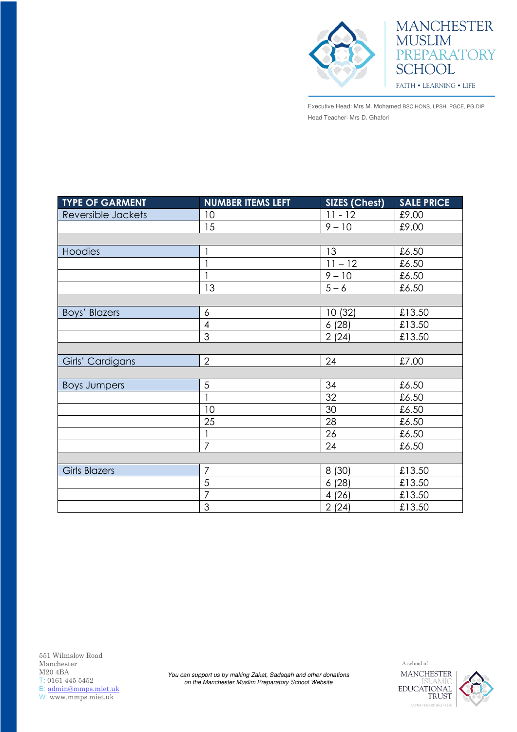MANCHESTER MUSLIM PREPARATORY SCHOOL

FAITH • LEARNING • LIFE

Executive Head: Mrs M. Mohamed BSC.HONS, LPSH, PGCE, PG.DIP

Head Teacher: Mrs D. Ghafori

| TYPE OF GARMENT | NUMBER ITEMS LEFT | SIZES (Chest) | SALE PRICE |
|---|---|---|---|
| Reversible Jackets | 10 | 11 - 12 | £9.00 |
| | 15 | 9 – 10 | £9.00 |
| | | | |
| Hoodies | 1 | 13 | £6.50 |
| | 1 | 11 – 12 | £6.50 |
| | 1 | 9 – 10 | £6.50 |
| | 13 | 5 – 6 | £6.50 |
| | | | |
| Boys' Blazers | 6 | 10 (32) | £13.50 |
| | 4 | 6 (28) | £13.50 |
| | 3 | 2 (24) | £13.50 |
| | | | |
| Girls' Cardigans | 2 | 24 | £7.00 |
| | | | |
| Boys Jumpers | 5 | 34 | £6.50 |
| | 1 | 32 | £6.50 |
| | 10 | 30 | £6.50 |
| | 25 | 28 | £6.50 |
| | 1 | 26 | £6.50 |
| | 7 | 24 | £6.50 |
| | | | |
| Girls Blazers | 7 | 8 (30) | £13.50 |
| | 5 | 6 (28) | £13.50 |
| | 7 | 4 (26) | £13.50 |
| | 3 | 2 (24) | £13.50 |

551 Wilmslow Road
Manchester
M20 4BA
T: 0161 445 5452
E: admin@mmps.miet.uk
W: www.mmps.miet.uk

*You can support us by making Zakat, Sadaqah and other donations on the Manchester Muslim Preparatory School Website*

A school of MANCHESTER ISLAMIC EDUCATIONAL TRUST